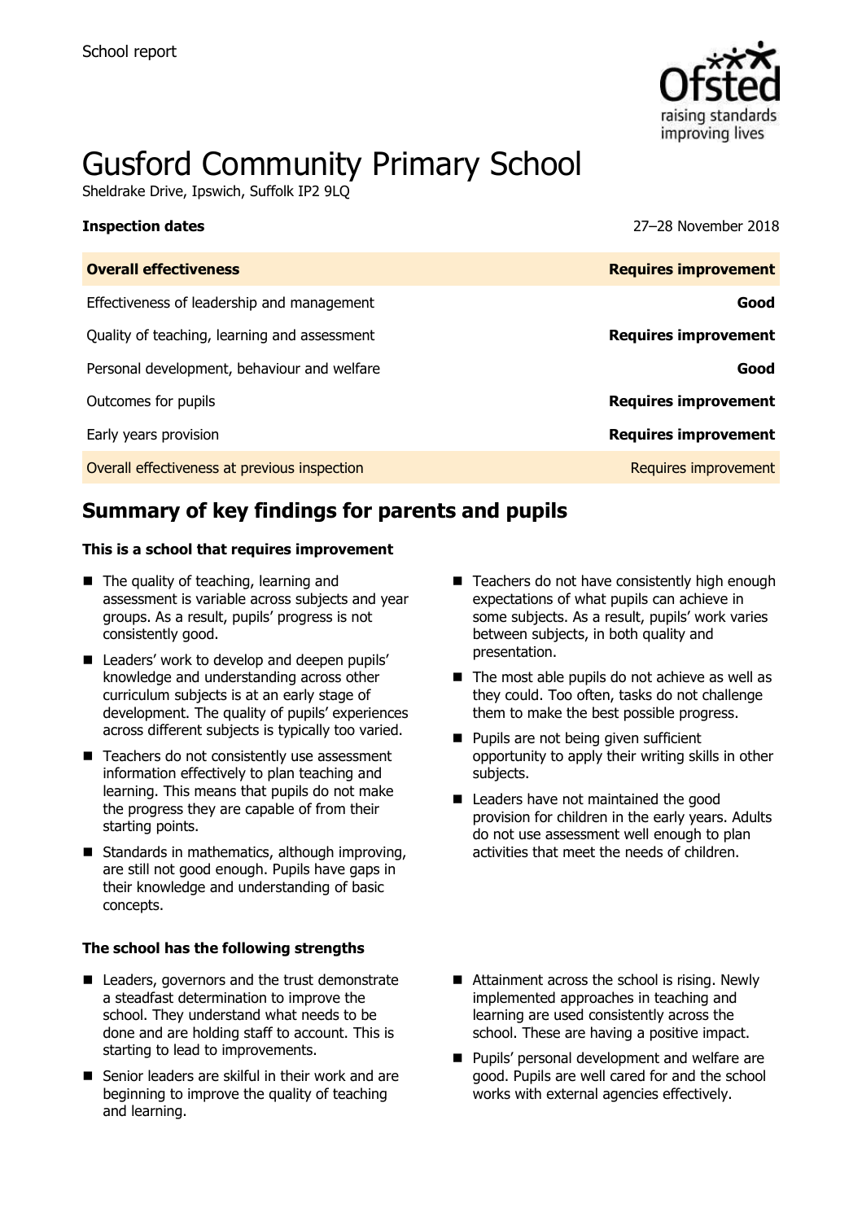School report

# Gusford Community Primary School

Sheldrake Drive, Ipswich, Suffolk IP2 9LQ

**Inspection dates** 27–28 November 2018

| **Overall effectiveness** | **Requires improvement** |
| --- | --- |
| Effectiveness of leadership and management | **Good** |
| Quality of teaching, learning and assessment | **Requires improvement** |
| Personal development, behaviour and welfare | **Good** |
| Outcomes for pupils | **Requires improvement** |
| Early years provision | **Requires improvement** |
| Overall effectiveness at previous inspection | Requires improvement |

## Summary of key findings for parents and pupils

**This is a school that requires improvement**

- The quality of teaching, learning and assessment is variable across subjects and year groups. As a result, pupils' progress is not consistently good.
- Leaders' work to develop and deepen pupils' knowledge and understanding across other curriculum subjects is at an early stage of development. The quality of pupils' experiences across different subjects is typically too varied.
- Teachers do not consistently use assessment information effectively to plan teaching and learning. This means that pupils do not make the progress they are capable of from their starting points.
- Standards in mathematics, although improving, are still not good enough. Pupils have gaps in their knowledge and understanding of basic concepts.
- Teachers do not have consistently high enough expectations of what pupils can achieve in some subjects. As a result, pupils' work varies between subjects, in both quality and presentation.
- The most able pupils do not achieve as well as they could. Too often, tasks do not challenge them to make the best possible progress.
- Pupils are not being given sufficient opportunity to apply their writing skills in other subjects.
- Leaders have not maintained the good provision for children in the early years. Adults do not use assessment well enough to plan activities that meet the needs of children.

**The school has the following strengths**

- Leaders, governors and the trust demonstrate a steadfast determination to improve the school. They understand what needs to be done and are holding staff to account. This is starting to lead to improvements.
- Senior leaders are skilful in their work and are beginning to improve the quality of teaching and learning.
- Attainment across the school is rising. Newly implemented approaches in teaching and learning are used consistently across the school. These are having a positive impact.
- Pupils' personal development and welfare are good. Pupils are well cared for and the school works with external agencies effectively.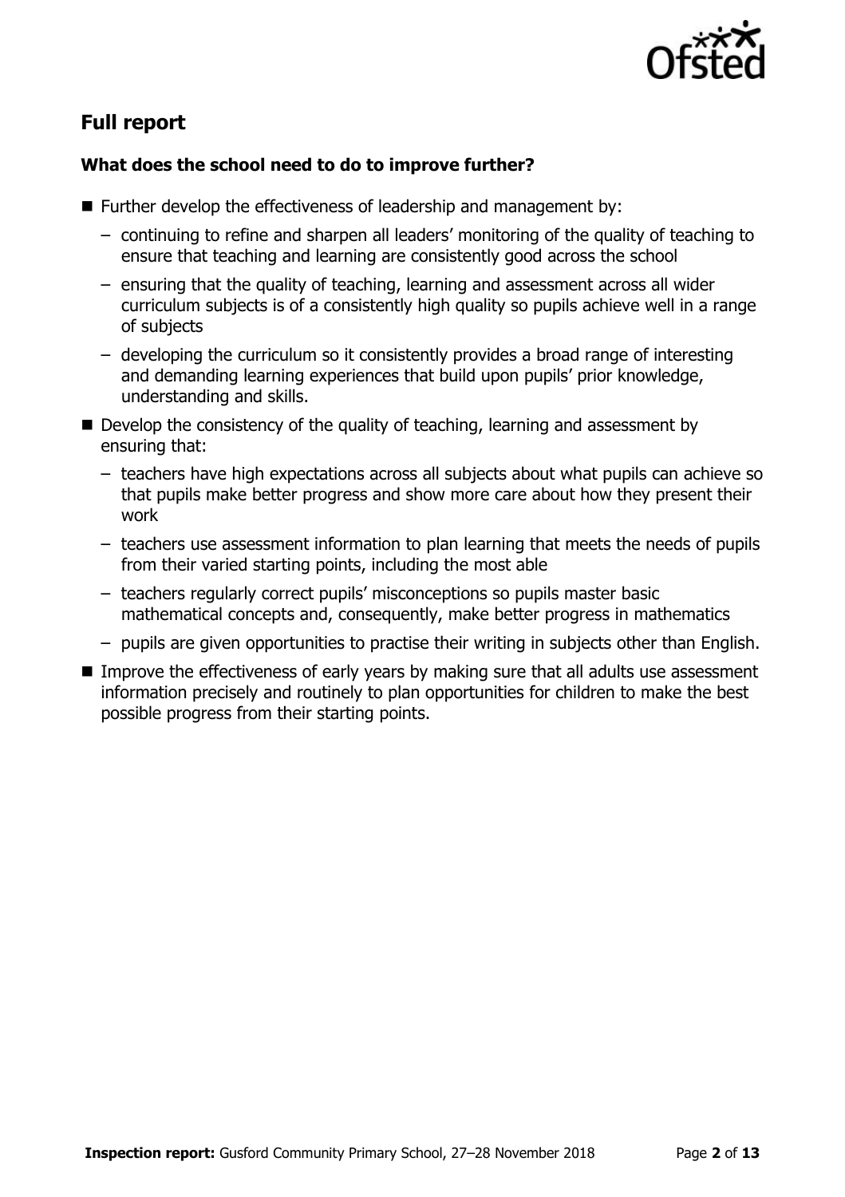## Full report

### What does the school need to do to improve further?

- Further develop the effectiveness of leadership and management by:
  - continuing to refine and sharpen all leaders' monitoring of the quality of teaching to ensure that teaching and learning are consistently good across the school
  - ensuring that the quality of teaching, learning and assessment across all wider curriculum subjects is of a consistently high quality so pupils achieve well in a range of subjects
  - developing the curriculum so it consistently provides a broad range of interesting and demanding learning experiences that build upon pupils' prior knowledge, understanding and skills.
- Develop the consistency of the quality of teaching, learning and assessment by ensuring that:
  - teachers have high expectations across all subjects about what pupils can achieve so that pupils make better progress and show more care about how they present their work
  - teachers use assessment information to plan learning that meets the needs of pupils from their varied starting points, including the most able
  - teachers regularly correct pupils' misconceptions so pupils master basic mathematical concepts and, consequently, make better progress in mathematics
  - pupils are given opportunities to practise their writing in subjects other than English.
- Improve the effectiveness of early years by making sure that all adults use assessment information precisely and routinely to plan opportunities for children to make the best possible progress from their starting points.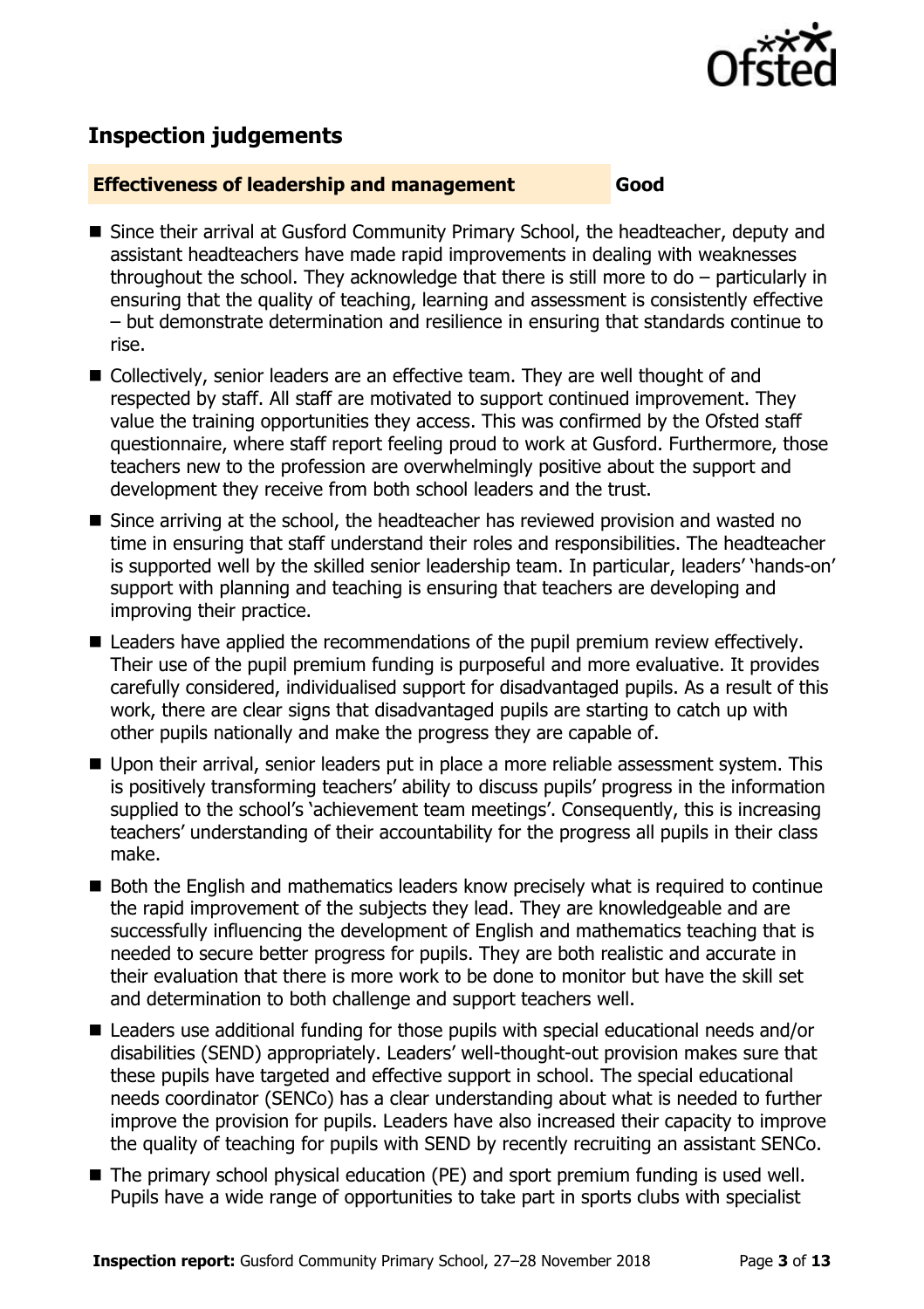## Inspection judgements

**Effectiveness of leadership and management** **Good**

- Since their arrival at Gusford Community Primary School, the headteacher, deputy and assistant headteachers have made rapid improvements in dealing with weaknesses throughout the school. They acknowledge that there is still more to do – particularly in ensuring that the quality of teaching, learning and assessment is consistently effective – but demonstrate determination and resilience in ensuring that standards continue to rise.
- Collectively, senior leaders are an effective team. They are well thought of and respected by staff. All staff are motivated to support continued improvement. They value the training opportunities they access. This was confirmed by the Ofsted staff questionnaire, where staff report feeling proud to work at Gusford. Furthermore, those teachers new to the profession are overwhelmingly positive about the support and development they receive from both school leaders and the trust.
- Since arriving at the school, the headteacher has reviewed provision and wasted no time in ensuring that staff understand their roles and responsibilities. The headteacher is supported well by the skilled senior leadership team. In particular, leaders' 'hands-on' support with planning and teaching is ensuring that teachers are developing and improving their practice.
- Leaders have applied the recommendations of the pupil premium review effectively. Their use of the pupil premium funding is purposeful and more evaluative. It provides carefully considered, individualised support for disadvantaged pupils. As a result of this work, there are clear signs that disadvantaged pupils are starting to catch up with other pupils nationally and make the progress they are capable of.
- Upon their arrival, senior leaders put in place a more reliable assessment system. This is positively transforming teachers' ability to discuss pupils' progress in the information supplied to the school's 'achievement team meetings'. Consequently, this is increasing teachers' understanding of their accountability for the progress all pupils in their class make.
- Both the English and mathematics leaders know precisely what is required to continue the rapid improvement of the subjects they lead. They are knowledgeable and are successfully influencing the development of English and mathematics teaching that is needed to secure better progress for pupils. They are both realistic and accurate in their evaluation that there is more work to be done to monitor but have the skill set and determination to both challenge and support teachers well.
- Leaders use additional funding for those pupils with special educational needs and/or disabilities (SEND) appropriately. Leaders' well-thought-out provision makes sure that these pupils have targeted and effective support in school. The special educational needs coordinator (SENCo) has a clear understanding about what is needed to further improve the provision for pupils. Leaders have also increased their capacity to improve the quality of teaching for pupils with SEND by recently recruiting an assistant SENCo.
- The primary school physical education (PE) and sport premium funding is used well. Pupils have a wide range of opportunities to take part in sports clubs with specialist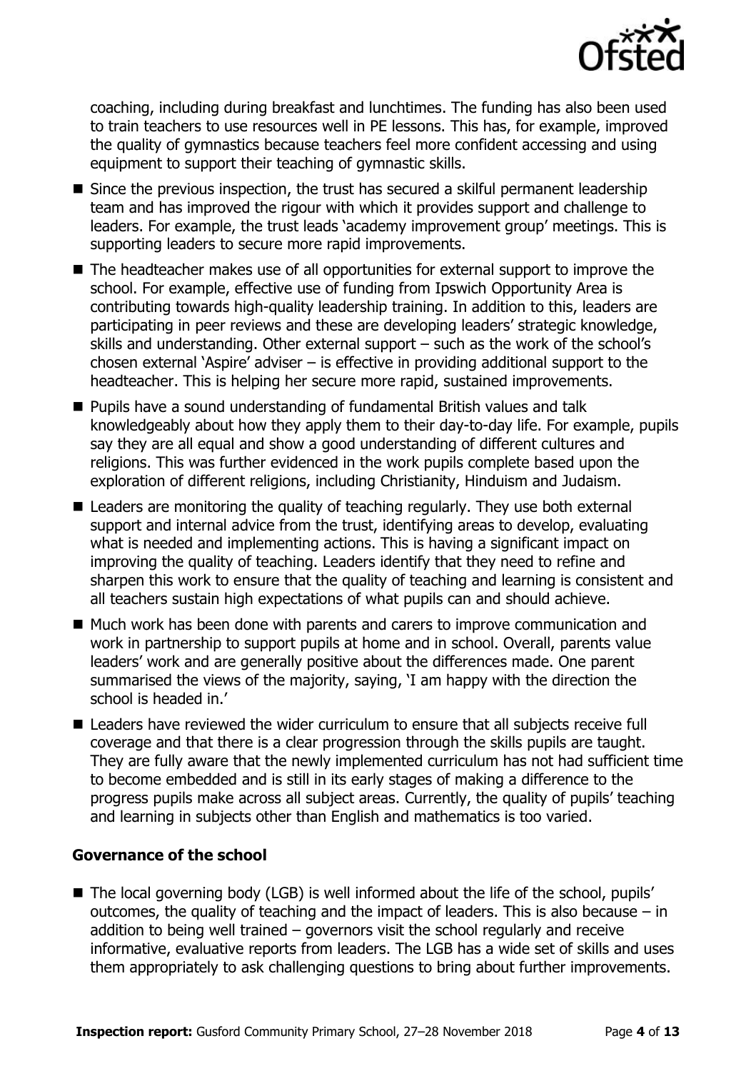coaching, including during breakfast and lunchtimes. The funding has also been used to train teachers to use resources well in PE lessons. This has, for example, improved the quality of gymnastics because teachers feel more confident accessing and using equipment to support their teaching of gymnastic skills.

- Since the previous inspection, the trust has secured a skilful permanent leadership team and has improved the rigour with which it provides support and challenge to leaders. For example, the trust leads 'academy improvement group' meetings. This is supporting leaders to secure more rapid improvements.
- The headteacher makes use of all opportunities for external support to improve the school. For example, effective use of funding from Ipswich Opportunity Area is contributing towards high-quality leadership training. In addition to this, leaders are participating in peer reviews and these are developing leaders' strategic knowledge, skills and understanding. Other external support – such as the work of the school's chosen external 'Aspire' adviser – is effective in providing additional support to the headteacher. This is helping her secure more rapid, sustained improvements.
- Pupils have a sound understanding of fundamental British values and talk knowledgeably about how they apply them to their day-to-day life. For example, pupils say they are all equal and show a good understanding of different cultures and religions. This was further evidenced in the work pupils complete based upon the exploration of different religions, including Christianity, Hinduism and Judaism.
- Leaders are monitoring the quality of teaching regularly. They use both external support and internal advice from the trust, identifying areas to develop, evaluating what is needed and implementing actions. This is having a significant impact on improving the quality of teaching. Leaders identify that they need to refine and sharpen this work to ensure that the quality of teaching and learning is consistent and all teachers sustain high expectations of what pupils can and should achieve.
- Much work has been done with parents and carers to improve communication and work in partnership to support pupils at home and in school. Overall, parents value leaders' work and are generally positive about the differences made. One parent summarised the views of the majority, saying, 'I am happy with the direction the school is headed in.'
- Leaders have reviewed the wider curriculum to ensure that all subjects receive full coverage and that there is a clear progression through the skills pupils are taught. They are fully aware that the newly implemented curriculum has not had sufficient time to become embedded and is still in its early stages of making a difference to the progress pupils make across all subject areas. Currently, the quality of pupils' teaching and learning in subjects other than English and mathematics is too varied.

### Governance of the school

- The local governing body (LGB) is well informed about the life of the school, pupils' outcomes, the quality of teaching and the impact of leaders. This is also because – in addition to being well trained – governors visit the school regularly and receive informative, evaluative reports from leaders. The LGB has a wide set of skills and uses them appropriately to ask challenging questions to bring about further improvements.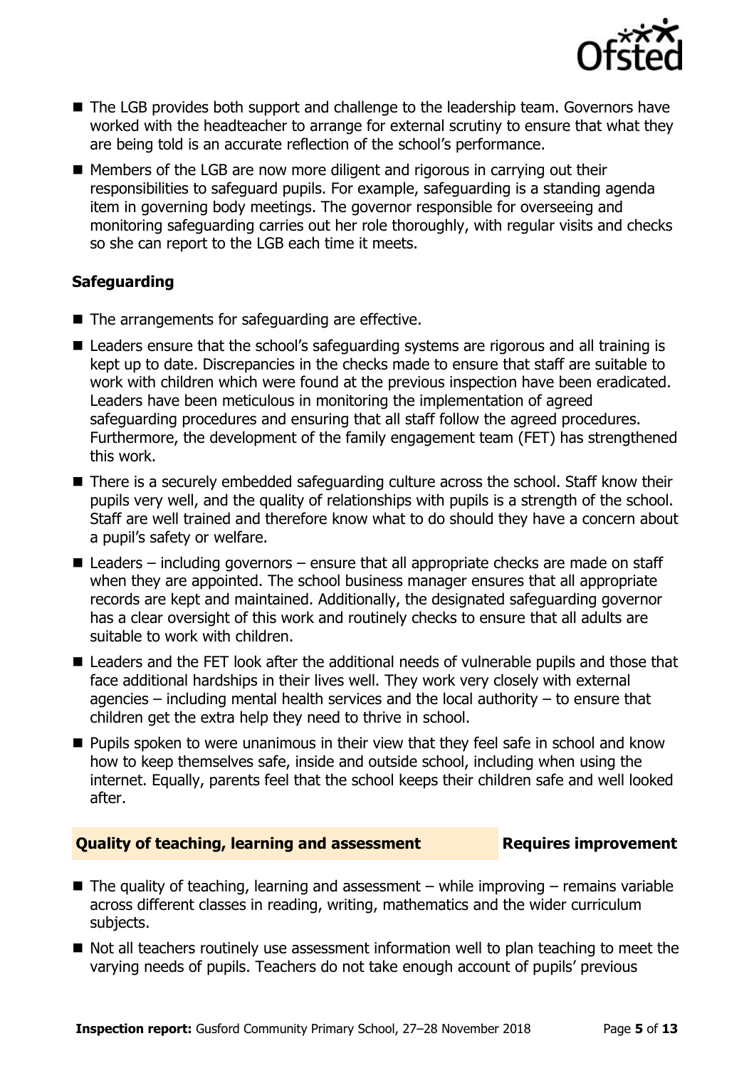- The LGB provides both support and challenge to the leadership team. Governors have worked with the headteacher to arrange for external scrutiny to ensure that what they are being told is an accurate reflection of the school's performance.
- Members of the LGB are now more diligent and rigorous in carrying out their responsibilities to safeguard pupils. For example, safeguarding is a standing agenda item in governing body meetings. The governor responsible for overseeing and monitoring safeguarding carries out her role thoroughly, with regular visits and checks so she can report to the LGB each time it meets.

### Safeguarding

- The arrangements for safeguarding are effective.
- Leaders ensure that the school's safeguarding systems are rigorous and all training is kept up to date. Discrepancies in the checks made to ensure that staff are suitable to work with children which were found at the previous inspection have been eradicated. Leaders have been meticulous in monitoring the implementation of agreed safeguarding procedures and ensuring that all staff follow the agreed procedures. Furthermore, the development of the family engagement team (FET) has strengthened this work.
- There is a securely embedded safeguarding culture across the school. Staff know their pupils very well, and the quality of relationships with pupils is a strength of the school. Staff are well trained and therefore know what to do should they have a concern about a pupil's safety or welfare.
- Leaders – including governors – ensure that all appropriate checks are made on staff when they are appointed. The school business manager ensures that all appropriate records are kept and maintained. Additionally, the designated safeguarding governor has a clear oversight of this work and routinely checks to ensure that all adults are suitable to work with children.
- Leaders and the FET look after the additional needs of vulnerable pupils and those that face additional hardships in their lives well. They work very closely with external agencies – including mental health services and the local authority – to ensure that children get the extra help they need to thrive in school.
- Pupils spoken to were unanimous in their view that they feel safe in school and know how to keep themselves safe, inside and outside school, including when using the internet. Equally, parents feel that the school keeps their children safe and well looked after.

## Quality of teaching, learning and assessment — Requires improvement

- The quality of teaching, learning and assessment – while improving – remains variable across different classes in reading, writing, mathematics and the wider curriculum subjects.
- Not all teachers routinely use assessment information well to plan teaching to meet the varying needs of pupils. Teachers do not take enough account of pupils' previous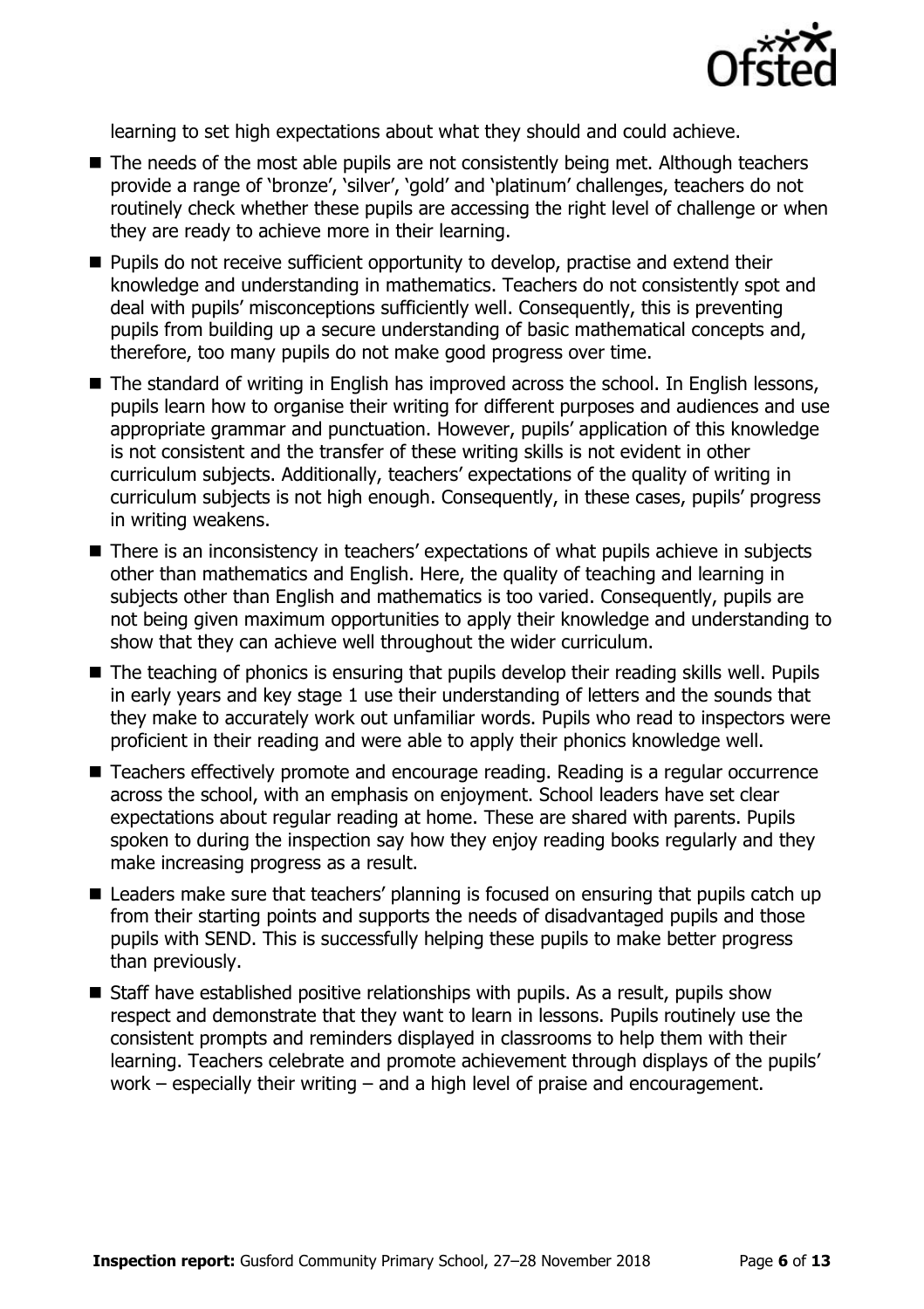learning to set high expectations about what they should and could achieve.

- The needs of the most able pupils are not consistently being met. Although teachers provide a range of 'bronze', 'silver', 'gold' and 'platinum' challenges, teachers do not routinely check whether these pupils are accessing the right level of challenge or when they are ready to achieve more in their learning.
- Pupils do not receive sufficient opportunity to develop, practise and extend their knowledge and understanding in mathematics. Teachers do not consistently spot and deal with pupils' misconceptions sufficiently well. Consequently, this is preventing pupils from building up a secure understanding of basic mathematical concepts and, therefore, too many pupils do not make good progress over time.
- The standard of writing in English has improved across the school. In English lessons, pupils learn how to organise their writing for different purposes and audiences and use appropriate grammar and punctuation. However, pupils' application of this knowledge is not consistent and the transfer of these writing skills is not evident in other curriculum subjects. Additionally, teachers' expectations of the quality of writing in curriculum subjects is not high enough. Consequently, in these cases, pupils' progress in writing weakens.
- There is an inconsistency in teachers' expectations of what pupils achieve in subjects other than mathematics and English. Here, the quality of teaching and learning in subjects other than English and mathematics is too varied. Consequently, pupils are not being given maximum opportunities to apply their knowledge and understanding to show that they can achieve well throughout the wider curriculum.
- The teaching of phonics is ensuring that pupils develop their reading skills well. Pupils in early years and key stage 1 use their understanding of letters and the sounds that they make to accurately work out unfamiliar words. Pupils who read to inspectors were proficient in their reading and were able to apply their phonics knowledge well.
- Teachers effectively promote and encourage reading. Reading is a regular occurrence across the school, with an emphasis on enjoyment. School leaders have set clear expectations about regular reading at home. These are shared with parents. Pupils spoken to during the inspection say how they enjoy reading books regularly and they make increasing progress as a result.
- Leaders make sure that teachers' planning is focused on ensuring that pupils catch up from their starting points and supports the needs of disadvantaged pupils and those pupils with SEND. This is successfully helping these pupils to make better progress than previously.
- Staff have established positive relationships with pupils. As a result, pupils show respect and demonstrate that they want to learn in lessons. Pupils routinely use the consistent prompts and reminders displayed in classrooms to help them with their learning. Teachers celebrate and promote achievement through displays of the pupils' work – especially their writing – and a high level of praise and encouragement.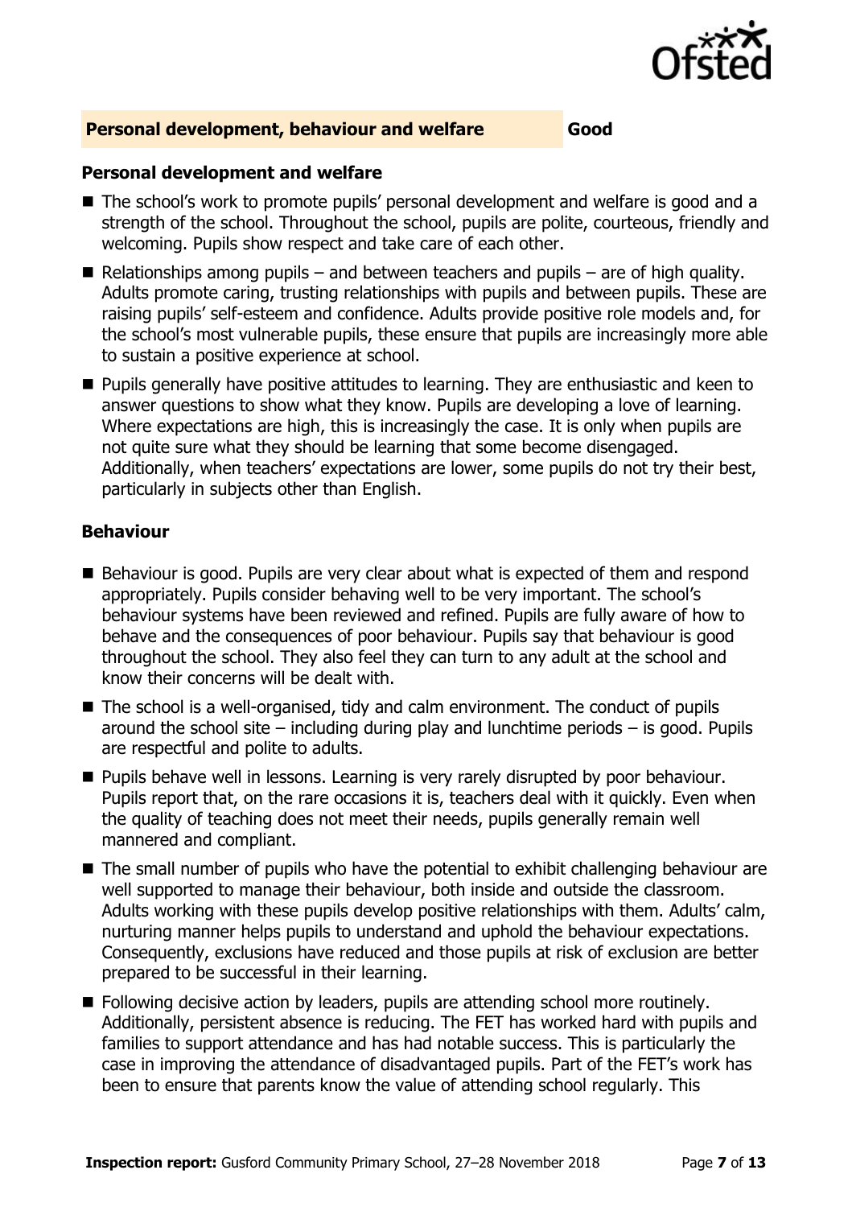## Personal development, behaviour and welfare **Good**

### Personal development and welfare

- The school's work to promote pupils' personal development and welfare is good and a strength of the school. Throughout the school, pupils are polite, courteous, friendly and welcoming. Pupils show respect and take care of each other.
- Relationships among pupils – and between teachers and pupils – are of high quality. Adults promote caring, trusting relationships with pupils and between pupils. These are raising pupils' self-esteem and confidence. Adults provide positive role models and, for the school's most vulnerable pupils, these ensure that pupils are increasingly more able to sustain a positive experience at school.
- Pupils generally have positive attitudes to learning. They are enthusiastic and keen to answer questions to show what they know. Pupils are developing a love of learning. Where expectations are high, this is increasingly the case. It is only when pupils are not quite sure what they should be learning that some become disengaged. Additionally, when teachers' expectations are lower, some pupils do not try their best, particularly in subjects other than English.

### Behaviour

- Behaviour is good. Pupils are very clear about what is expected of them and respond appropriately. Pupils consider behaving well to be very important. The school's behaviour systems have been reviewed and refined. Pupils are fully aware of how to behave and the consequences of poor behaviour. Pupils say that behaviour is good throughout the school. They also feel they can turn to any adult at the school and know their concerns will be dealt with.
- The school is a well-organised, tidy and calm environment. The conduct of pupils around the school site – including during play and lunchtime periods – is good. Pupils are respectful and polite to adults.
- Pupils behave well in lessons. Learning is very rarely disrupted by poor behaviour. Pupils report that, on the rare occasions it is, teachers deal with it quickly. Even when the quality of teaching does not meet their needs, pupils generally remain well mannered and compliant.
- The small number of pupils who have the potential to exhibit challenging behaviour are well supported to manage their behaviour, both inside and outside the classroom. Adults working with these pupils develop positive relationships with them. Adults' calm, nurturing manner helps pupils to understand and uphold the behaviour expectations. Consequently, exclusions have reduced and those pupils at risk of exclusion are better prepared to be successful in their learning.
- Following decisive action by leaders, pupils are attending school more routinely. Additionally, persistent absence is reducing. The FET has worked hard with pupils and families to support attendance and has had notable success. This is particularly the case in improving the attendance of disadvantaged pupils. Part of the FET's work has been to ensure that parents know the value of attending school regularly. This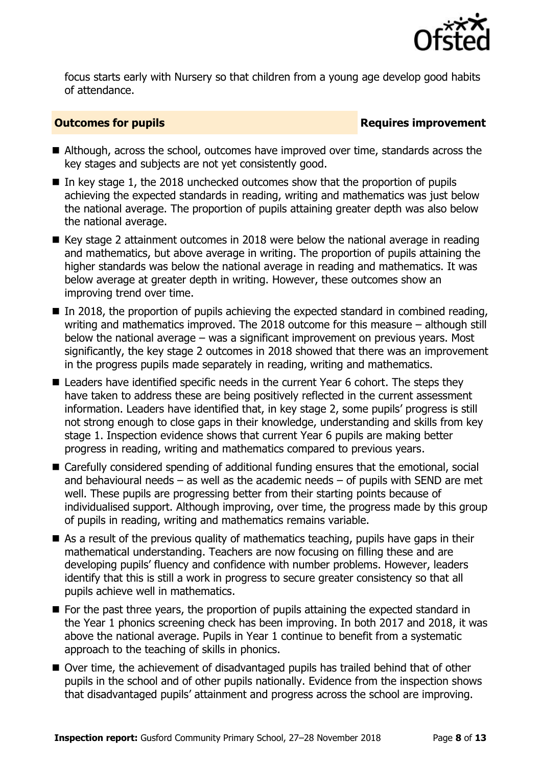focus starts early with Nursery so that children from a young age develop good habits of attendance.

## Outcomes for pupils — Requires improvement

- Although, across the school, outcomes have improved over time, standards across the key stages and subjects are not yet consistently good.
- In key stage 1, the 2018 unchecked outcomes show that the proportion of pupils achieving the expected standards in reading, writing and mathematics was just below the national average. The proportion of pupils attaining greater depth was also below the national average.
- Key stage 2 attainment outcomes in 2018 were below the national average in reading and mathematics, but above average in writing. The proportion of pupils attaining the higher standards was below the national average in reading and mathematics. It was below average at greater depth in writing. However, these outcomes show an improving trend over time.
- In 2018, the proportion of pupils achieving the expected standard in combined reading, writing and mathematics improved. The 2018 outcome for this measure – although still below the national average – was a significant improvement on previous years. Most significantly, the key stage 2 outcomes in 2018 showed that there was an improvement in the progress pupils made separately in reading, writing and mathematics.
- Leaders have identified specific needs in the current Year 6 cohort. The steps they have taken to address these are being positively reflected in the current assessment information. Leaders have identified that, in key stage 2, some pupils' progress is still not strong enough to close gaps in their knowledge, understanding and skills from key stage 1. Inspection evidence shows that current Year 6 pupils are making better progress in reading, writing and mathematics compared to previous years.
- Carefully considered spending of additional funding ensures that the emotional, social and behavioural needs – as well as the academic needs – of pupils with SEND are met well. These pupils are progressing better from their starting points because of individualised support. Although improving, over time, the progress made by this group of pupils in reading, writing and mathematics remains variable.
- As a result of the previous quality of mathematics teaching, pupils have gaps in their mathematical understanding. Teachers are now focusing on filling these and are developing pupils' fluency and confidence with number problems. However, leaders identify that this is still a work in progress to secure greater consistency so that all pupils achieve well in mathematics.
- For the past three years, the proportion of pupils attaining the expected standard in the Year 1 phonics screening check has been improving. In both 2017 and 2018, it was above the national average. Pupils in Year 1 continue to benefit from a systematic approach to the teaching of skills in phonics.
- Over time, the achievement of disadvantaged pupils has trailed behind that of other pupils in the school and of other pupils nationally. Evidence from the inspection shows that disadvantaged pupils' attainment and progress across the school are improving.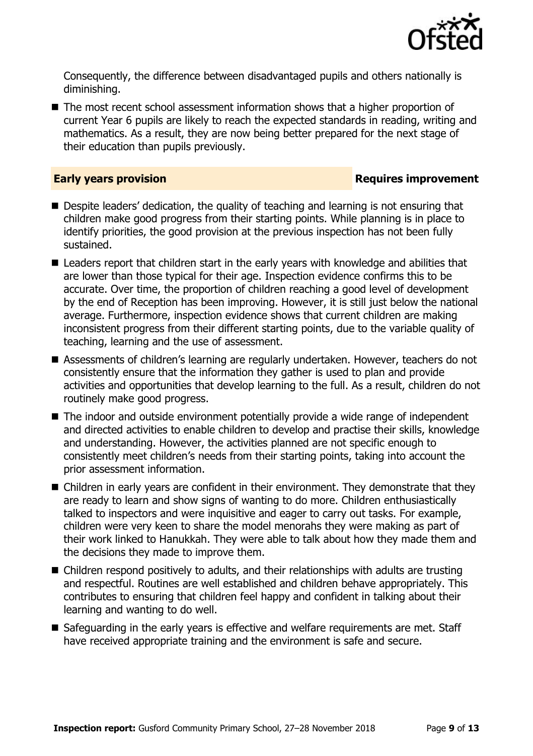Consequently, the difference between disadvantaged pupils and others nationally is diminishing.

- The most recent school assessment information shows that a higher proportion of current Year 6 pupils are likely to reach the expected standards in reading, writing and mathematics. As a result, they are now being better prepared for the next stage of their education than pupils previously.

## Early years provision — Requires improvement

- Despite leaders' dedication, the quality of teaching and learning is not ensuring that children make good progress from their starting points. While planning is in place to identify priorities, the good provision at the previous inspection has not been fully sustained.
- Leaders report that children start in the early years with knowledge and abilities that are lower than those typical for their age. Inspection evidence confirms this to be accurate. Over time, the proportion of children reaching a good level of development by the end of Reception has been improving. However, it is still just below the national average. Furthermore, inspection evidence shows that current children are making inconsistent progress from their different starting points, due to the variable quality of teaching, learning and the use of assessment.
- Assessments of children's learning are regularly undertaken. However, teachers do not consistently ensure that the information they gather is used to plan and provide activities and opportunities that develop learning to the full. As a result, children do not routinely make good progress.
- The indoor and outside environment potentially provide a wide range of independent and directed activities to enable children to develop and practise their skills, knowledge and understanding. However, the activities planned are not specific enough to consistently meet children's needs from their starting points, taking into account the prior assessment information.
- Children in early years are confident in their environment. They demonstrate that they are ready to learn and show signs of wanting to do more. Children enthusiastically talked to inspectors and were inquisitive and eager to carry out tasks. For example, children were very keen to share the model menorahs they were making as part of their work linked to Hanukkah. They were able to talk about how they made them and the decisions they made to improve them.
- Children respond positively to adults, and their relationships with adults are trusting and respectful. Routines are well established and children behave appropriately. This contributes to ensuring that children feel happy and confident in talking about their learning and wanting to do well.
- Safeguarding in the early years is effective and welfare requirements are met. Staff have received appropriate training and the environment is safe and secure.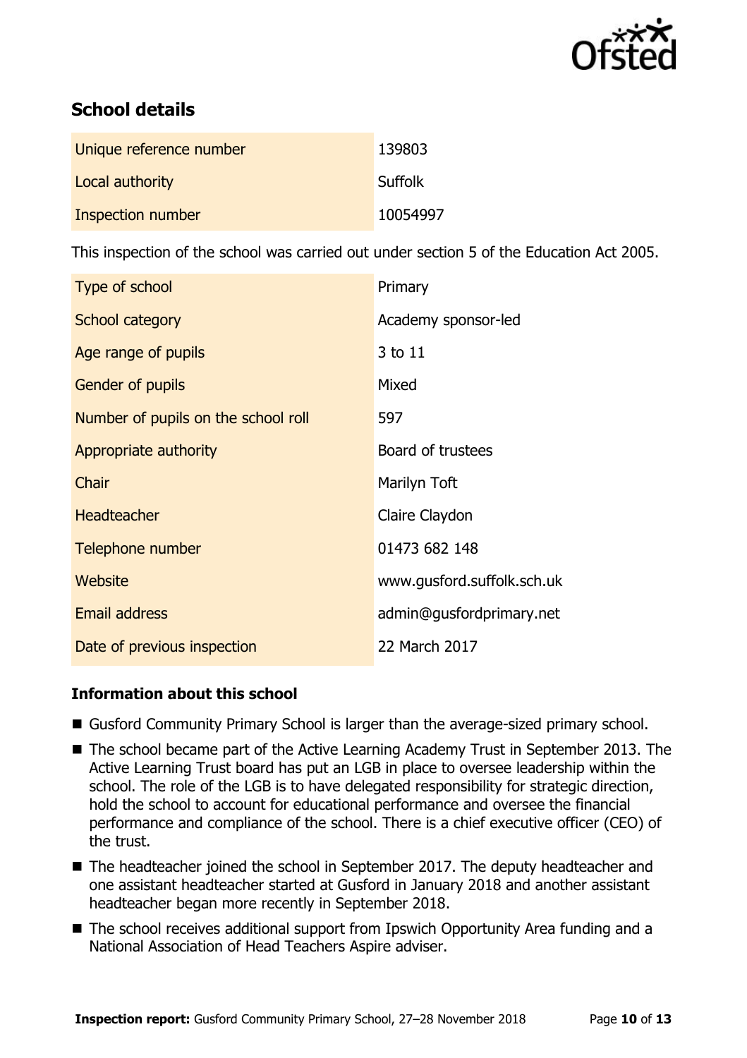## School details

| | |
|---|---|
| Unique reference number | 139803 |
| Local authority | Suffolk |
| Inspection number | 10054997 |

This inspection of the school was carried out under section 5 of the Education Act 2005.

| | |
|---|---|
| Type of school | Primary |
| School category | Academy sponsor-led |
| Age range of pupils | 3 to 11 |
| Gender of pupils | Mixed |
| Number of pupils on the school roll | 597 |
| Appropriate authority | Board of trustees |
| Chair | Marilyn Toft |
| Headteacher | Claire Claydon |
| Telephone number | 01473 682 148 |
| Website | www.gusford.suffolk.sch.uk |
| Email address | admin@gusfordprimary.net |
| Date of previous inspection | 22 March 2017 |

### Information about this school

- Gusford Community Primary School is larger than the average-sized primary school.
- The school became part of the Active Learning Academy Trust in September 2013. The Active Learning Trust board has put an LGB in place to oversee leadership within the school. The role of the LGB is to have delegated responsibility for strategic direction, hold the school to account for educational performance and oversee the financial performance and compliance of the school. There is a chief executive officer (CEO) of the trust.
- The headteacher joined the school in September 2017. The deputy headteacher and one assistant headteacher started at Gusford in January 2018 and another assistant headteacher began more recently in September 2018.
- The school receives additional support from Ipswich Opportunity Area funding and a National Association of Head Teachers Aspire adviser.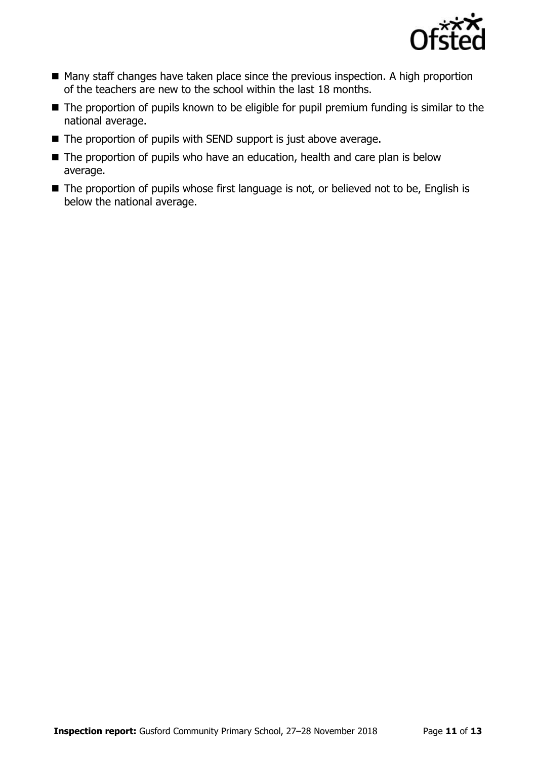- Many staff changes have taken place since the previous inspection. A high proportion of the teachers are new to the school within the last 18 months.
- The proportion of pupils known to be eligible for pupil premium funding is similar to the national average.
- The proportion of pupils with SEND support is just above average.
- The proportion of pupils who have an education, health and care plan is below average.
- The proportion of pupils whose first language is not, or believed not to be, English is below the national average.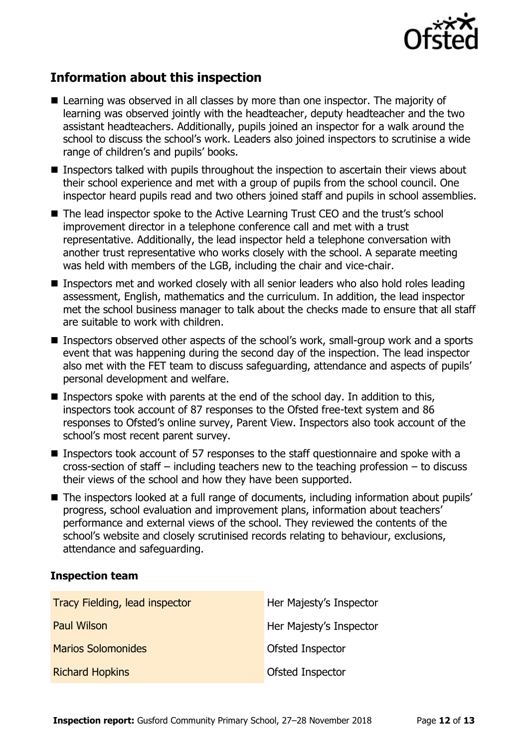## Information about this inspection

- Learning was observed in all classes by more than one inspector. The majority of learning was observed jointly with the headteacher, deputy headteacher and the two assistant headteachers. Additionally, pupils joined an inspector for a walk around the school to discuss the school's work. Leaders also joined inspectors to scrutinise a wide range of children's and pupils' books.
- Inspectors talked with pupils throughout the inspection to ascertain their views about their school experience and met with a group of pupils from the school council. One inspector heard pupils read and two others joined staff and pupils in school assemblies.
- The lead inspector spoke to the Active Learning Trust CEO and the trust's school improvement director in a telephone conference call and met with a trust representative. Additionally, the lead inspector held a telephone conversation with another trust representative who works closely with the school. A separate meeting was held with members of the LGB, including the chair and vice-chair.
- Inspectors met and worked closely with all senior leaders who also hold roles leading assessment, English, mathematics and the curriculum. In addition, the lead inspector met the school business manager to talk about the checks made to ensure that all staff are suitable to work with children.
- Inspectors observed other aspects of the school's work, small-group work and a sports event that was happening during the second day of the inspection. The lead inspector also met with the FET team to discuss safeguarding, attendance and aspects of pupils' personal development and welfare.
- Inspectors spoke with parents at the end of the school day. In addition to this, inspectors took account of 87 responses to the Ofsted free-text system and 86 responses to Ofsted's online survey, Parent View. Inspectors also took account of the school's most recent parent survey.
- Inspectors took account of 57 responses to the staff questionnaire and spoke with a cross-section of staff – including teachers new to the teaching profession – to discuss their views of the school and how they have been supported.
- The inspectors looked at a full range of documents, including information about pupils' progress, school evaluation and improvement plans, information about teachers' performance and external views of the school. They reviewed the contents of the school's website and closely scrutinised records relating to behaviour, exclusions, attendance and safeguarding.

### Inspection team

| | |
|---|---|
| Tracy Fielding, lead inspector | Her Majesty's Inspector |
| Paul Wilson | Her Majesty's Inspector |
| Marios Solomonides | Ofsted Inspector |
| Richard Hopkins | Ofsted Inspector |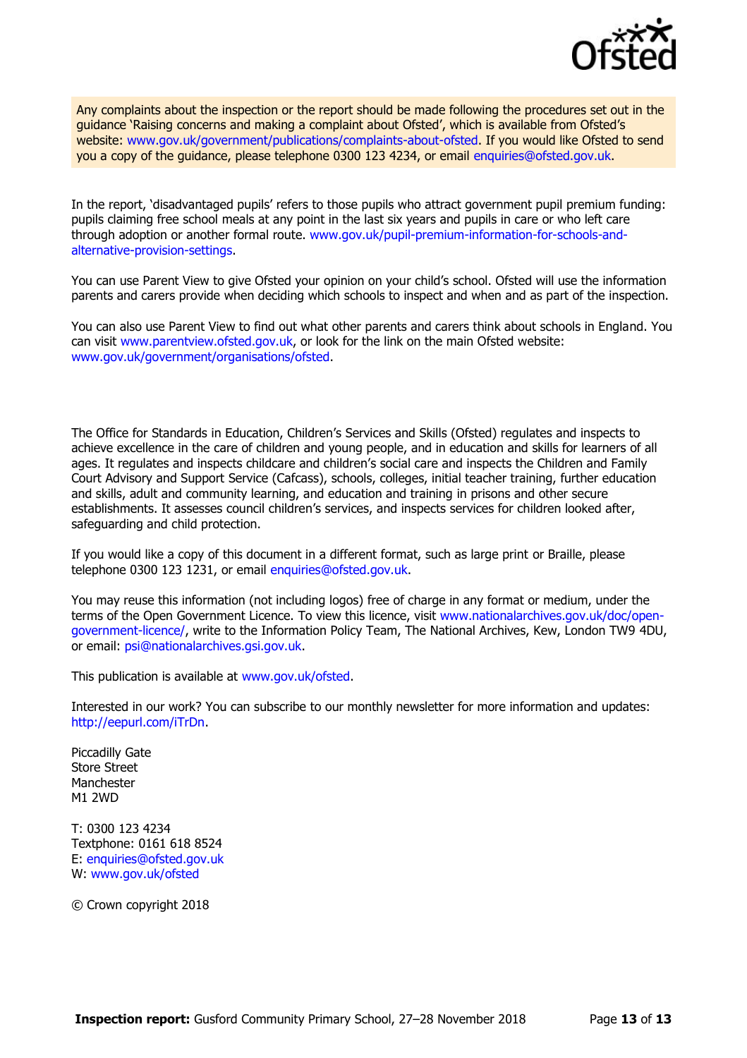Any complaints about the inspection or the report should be made following the procedures set out in the guidance 'Raising concerns and making a complaint about Ofsted', which is available from Ofsted's website: www.gov.uk/government/publications/complaints-about-ofsted. If you would like Ofsted to send you a copy of the guidance, please telephone 0300 123 4234, or email enquiries@ofsted.gov.uk.

In the report, 'disadvantaged pupils' refers to those pupils who attract government pupil premium funding: pupils claiming free school meals at any point in the last six years and pupils in care or who left care through adoption or another formal route. www.gov.uk/pupil-premium-information-for-schools-and-alternative-provision-settings.

You can use Parent View to give Ofsted your opinion on your child's school. Ofsted will use the information parents and carers provide when deciding which schools to inspect and when and as part of the inspection.

You can also use Parent View to find out what other parents and carers think about schools in England. You can visit www.parentview.ofsted.gov.uk, or look for the link on the main Ofsted website: www.gov.uk/government/organisations/ofsted.

The Office for Standards in Education, Children's Services and Skills (Ofsted) regulates and inspects to achieve excellence in the care of children and young people, and in education and skills for learners of all ages. It regulates and inspects childcare and children's social care and inspects the Children and Family Court Advisory and Support Service (Cafcass), schools, colleges, initial teacher training, further education and skills, adult and community learning, and education and training in prisons and other secure establishments. It assesses council children's services, and inspects services for children looked after, safeguarding and child protection.

If you would like a copy of this document in a different format, such as large print or Braille, please telephone 0300 123 1231, or email enquiries@ofsted.gov.uk.

You may reuse this information (not including logos) free of charge in any format or medium, under the terms of the Open Government Licence. To view this licence, visit www.nationalarchives.gov.uk/doc/open-government-licence/, write to the Information Policy Team, The National Archives, Kew, London TW9 4DU, or email: psi@nationalarchives.gsi.gov.uk.

This publication is available at www.gov.uk/ofsted.

Interested in our work? You can subscribe to our monthly newsletter for more information and updates: http://eepurl.com/iTrDn.

Piccadilly Gate
Store Street
Manchester
M1 2WD

T: 0300 123 4234
Textphone: 0161 618 8524
E: enquiries@ofsted.gov.uk
W: www.gov.uk/ofsted

© Crown copyright 2018